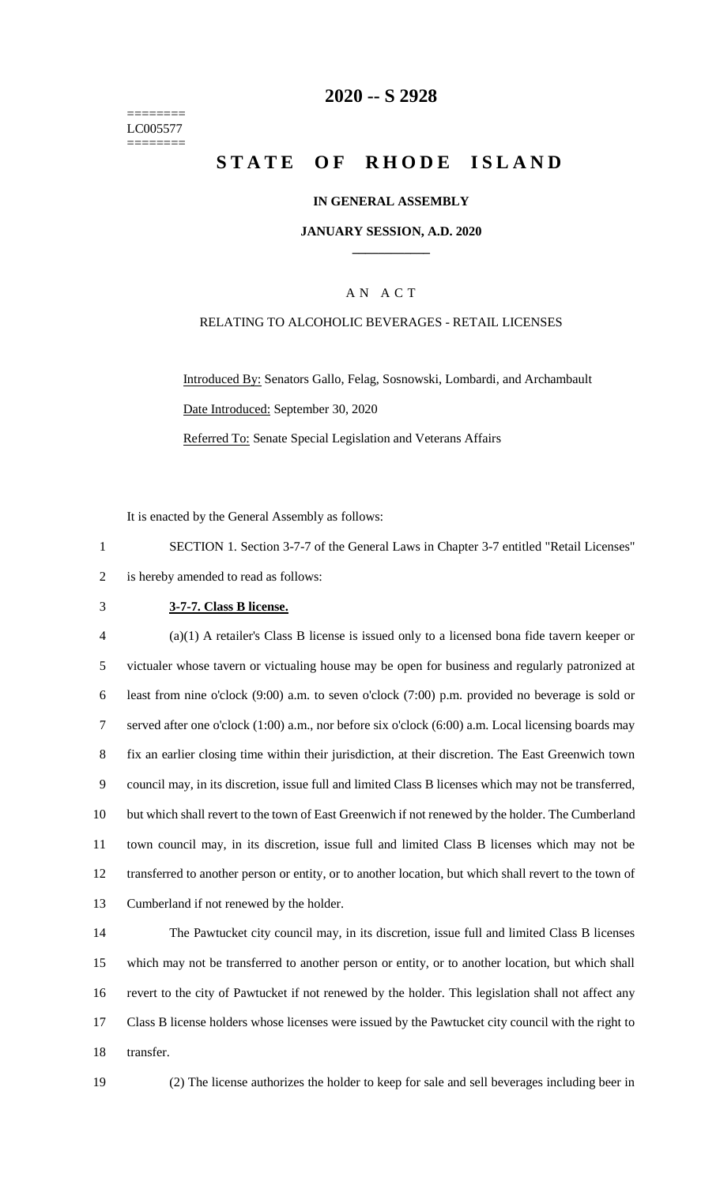========
LC005577
========

# 2020 -- S 2928

# STATE OF RHODE ISLAND

### IN GENERAL ASSEMBLY

### JANUARY SESSION, A.D. 2020

____________

A N A C T

RELATING TO ALCOHOLIC BEVERAGES - RETAIL LICENSES

Introduced By: Senators Gallo, Felag, Sosnowski, Lombardi, and Archambault

Date Introduced: September 30, 2020

Referred To: Senate Special Legislation and Veterans Affairs

It is enacted by the General Assembly as follows:

1 SECTION 1. Section 3-7-7 of the General Laws in Chapter 3-7 entitled "Retail Licenses"
2 is hereby amended to read as follows:

3 **3-7-7. Class B license.**

4 (a)(1) A retailer's Class B license is issued only to a licensed bona fide tavern keeper or
5 victualer whose tavern or victualing house may be open for business and regularly patronized at
6 least from nine o'clock (9:00) a.m. to seven o'clock (7:00) p.m. provided no beverage is sold or
7 served after one o'clock (1:00) a.m., nor before six o'clock (6:00) a.m. Local licensing boards may
8 fix an earlier closing time within their jurisdiction, at their discretion. The East Greenwich town
9 council may, in its discretion, issue full and limited Class B licenses which may not be transferred,
10 but which shall revert to the town of East Greenwich if not renewed by the holder. The Cumberland
11 town council may, in its discretion, issue full and limited Class B licenses which may not be
12 transferred to another person or entity, or to another location, but which shall revert to the town of
13 Cumberland if not renewed by the holder.

14 The Pawtucket city council may, in its discretion, issue full and limited Class B licenses
15 which may not be transferred to another person or entity, or to another location, but which shall
16 revert to the city of Pawtucket if not renewed by the holder. This legislation shall not affect any
17 Class B license holders whose licenses were issued by the Pawtucket city council with the right to
18 transfer.

19 (2) The license authorizes the holder to keep for sale and sell beverages including beer in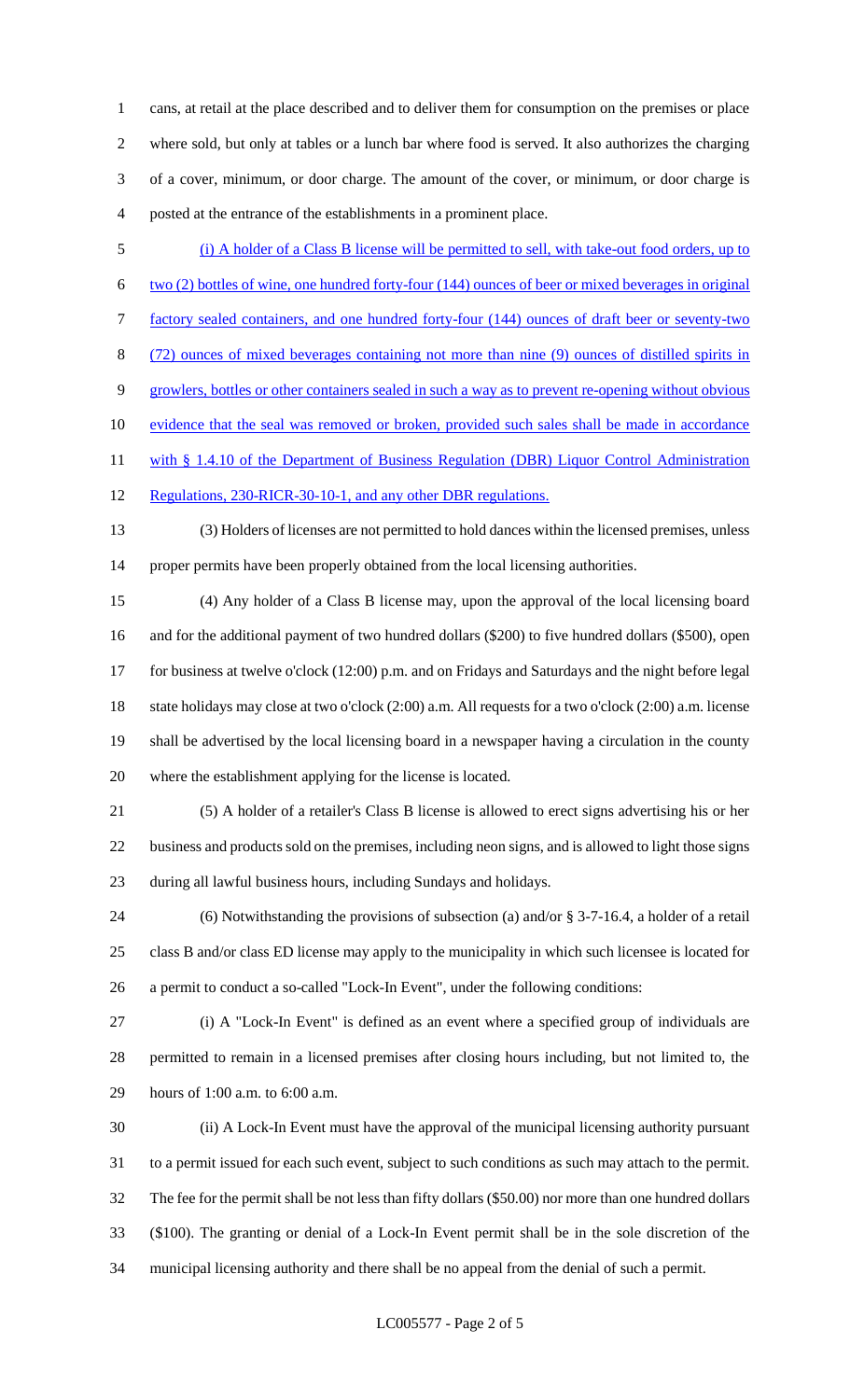cans, at retail at the place described and to deliver them for consumption on the premises or place where sold, but only at tables or a lunch bar where food is served. It also authorizes the charging of a cover, minimum, or door charge. The amount of the cover, or minimum, or door charge is posted at the entrance of the establishments in a prominent place.

(i) A holder of a Class B license will be permitted to sell, with take-out food orders, up to two (2) bottles of wine, one hundred forty-four (144) ounces of beer or mixed beverages in original factory sealed containers, and one hundred forty-four (144) ounces of draft beer or seventy-two (72) ounces of mixed beverages containing not more than nine (9) ounces of distilled spirits in growlers, bottles or other containers sealed in such a way as to prevent re-opening without obvious evidence that the seal was removed or broken, provided such sales shall be made in accordance with § 1.4.10 of the Department of Business Regulation (DBR) Liquor Control Administration Regulations, 230-RICR-30-10-1, and any other DBR regulations.

(3) Holders of licenses are not permitted to hold dances within the licensed premises, unless proper permits have been properly obtained from the local licensing authorities.

(4) Any holder of a Class B license may, upon the approval of the local licensing board and for the additional payment of two hundred dollars ($200) to five hundred dollars ($500), open for business at twelve o'clock (12:00) p.m. and on Fridays and Saturdays and the night before legal state holidays may close at two o'clock (2:00) a.m. All requests for a two o'clock (2:00) a.m. license shall be advertised by the local licensing board in a newspaper having a circulation in the county where the establishment applying for the license is located.

(5) A holder of a retailer's Class B license is allowed to erect signs advertising his or her business and products sold on the premises, including neon signs, and is allowed to light those signs during all lawful business hours, including Sundays and holidays.

(6) Notwithstanding the provisions of subsection (a) and/or § 3-7-16.4, a holder of a retail class B and/or class ED license may apply to the municipality in which such licensee is located for a permit to conduct a so-called "Lock-In Event", under the following conditions:

(i) A "Lock-In Event" is defined as an event where a specified group of individuals are permitted to remain in a licensed premises after closing hours including, but not limited to, the hours of 1:00 a.m. to 6:00 a.m.

(ii) A Lock-In Event must have the approval of the municipal licensing authority pursuant to a permit issued for each such event, subject to such conditions as such may attach to the permit. The fee for the permit shall be not less than fifty dollars ($50.00) nor more than one hundred dollars ($100). The granting or denial of a Lock-In Event permit shall be in the sole discretion of the municipal licensing authority and there shall be no appeal from the denial of such a permit.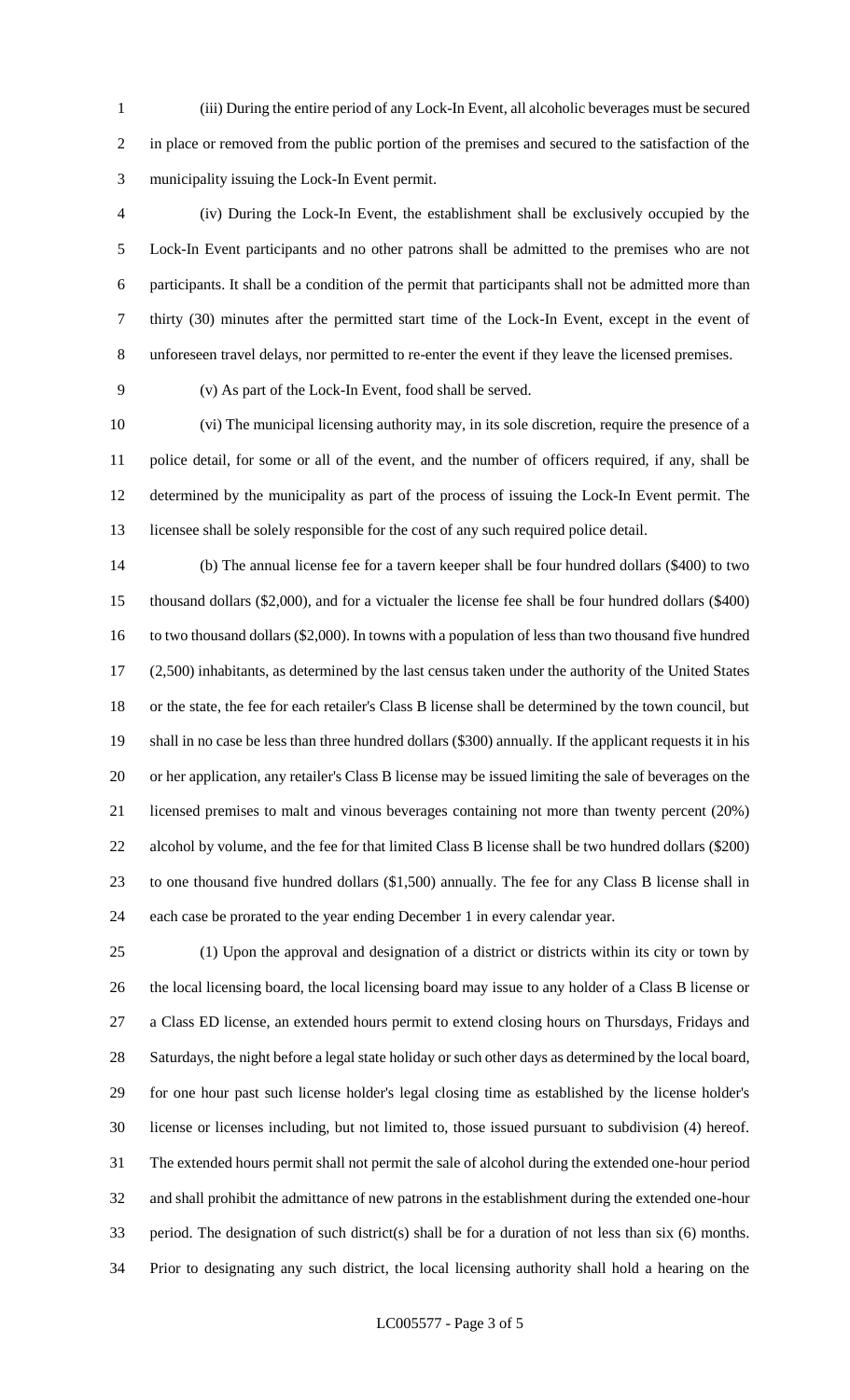(iii) During the entire period of any Lock-In Event, all alcoholic beverages must be secured in place or removed from the public portion of the premises and secured to the satisfaction of the municipality issuing the Lock-In Event permit.

(iv) During the Lock-In Event, the establishment shall be exclusively occupied by the Lock-In Event participants and no other patrons shall be admitted to the premises who are not participants. It shall be a condition of the permit that participants shall not be admitted more than thirty (30) minutes after the permitted start time of the Lock-In Event, except in the event of unforeseen travel delays, nor permitted to re-enter the event if they leave the licensed premises.

(v) As part of the Lock-In Event, food shall be served.

(vi) The municipal licensing authority may, in its sole discretion, require the presence of a police detail, for some or all of the event, and the number of officers required, if any, shall be determined by the municipality as part of the process of issuing the Lock-In Event permit. The licensee shall be solely responsible for the cost of any such required police detail.

(b) The annual license fee for a tavern keeper shall be four hundred dollars ($400) to two thousand dollars ($2,000), and for a victualer the license fee shall be four hundred dollars ($400) to two thousand dollars ($2,000). In towns with a population of less than two thousand five hundred (2,500) inhabitants, as determined by the last census taken under the authority of the United States or the state, the fee for each retailer's Class B license shall be determined by the town council, but shall in no case be less than three hundred dollars ($300) annually. If the applicant requests it in his or her application, any retailer's Class B license may be issued limiting the sale of beverages on the licensed premises to malt and vinous beverages containing not more than twenty percent (20%) alcohol by volume, and the fee for that limited Class B license shall be two hundred dollars ($200) to one thousand five hundred dollars ($1,500) annually. The fee for any Class B license shall in each case be prorated to the year ending December 1 in every calendar year.

(1) Upon the approval and designation of a district or districts within its city or town by the local licensing board, the local licensing board may issue to any holder of a Class B license or a Class ED license, an extended hours permit to extend closing hours on Thursdays, Fridays and Saturdays, the night before a legal state holiday or such other days as determined by the local board, for one hour past such license holder's legal closing time as established by the license holder's license or licenses including, but not limited to, those issued pursuant to subdivision (4) hereof. The extended hours permit shall not permit the sale of alcohol during the extended one-hour period and shall prohibit the admittance of new patrons in the establishment during the extended one-hour period. The designation of such district(s) shall be for a duration of not less than six (6) months. Prior to designating any such district, the local licensing authority shall hold a hearing on the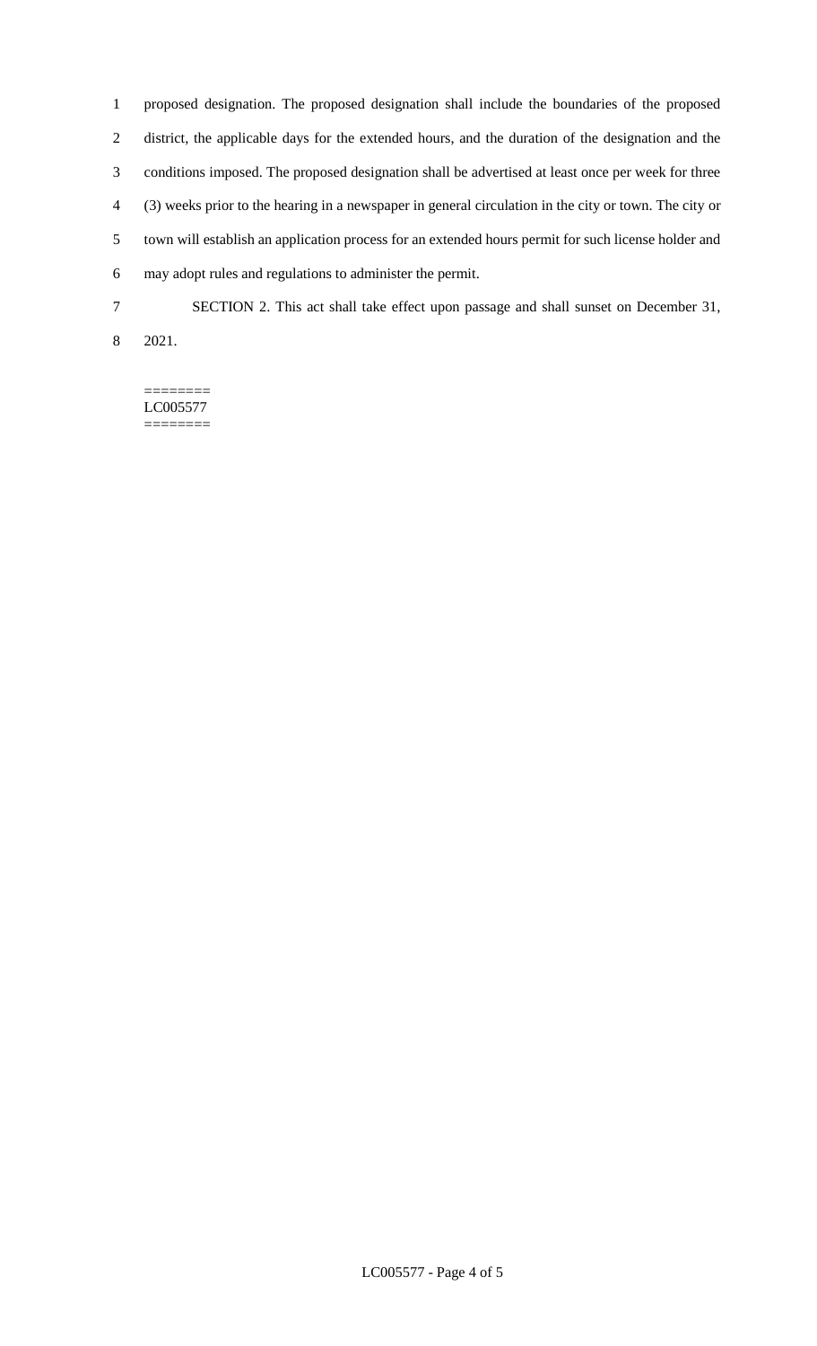proposed designation. The proposed designation shall include the boundaries of the proposed district, the applicable days for the extended hours, and the duration of the designation and the conditions imposed. The proposed designation shall be advertised at least once per week for three (3) weeks prior to the hearing in a newspaper in general circulation in the city or town. The city or town will establish an application process for an extended hours permit for such license holder and may adopt rules and regulations to administer the permit.

SECTION 2. This act shall take effect upon passage and shall sunset on December 31, 2021.

========
LC005577
========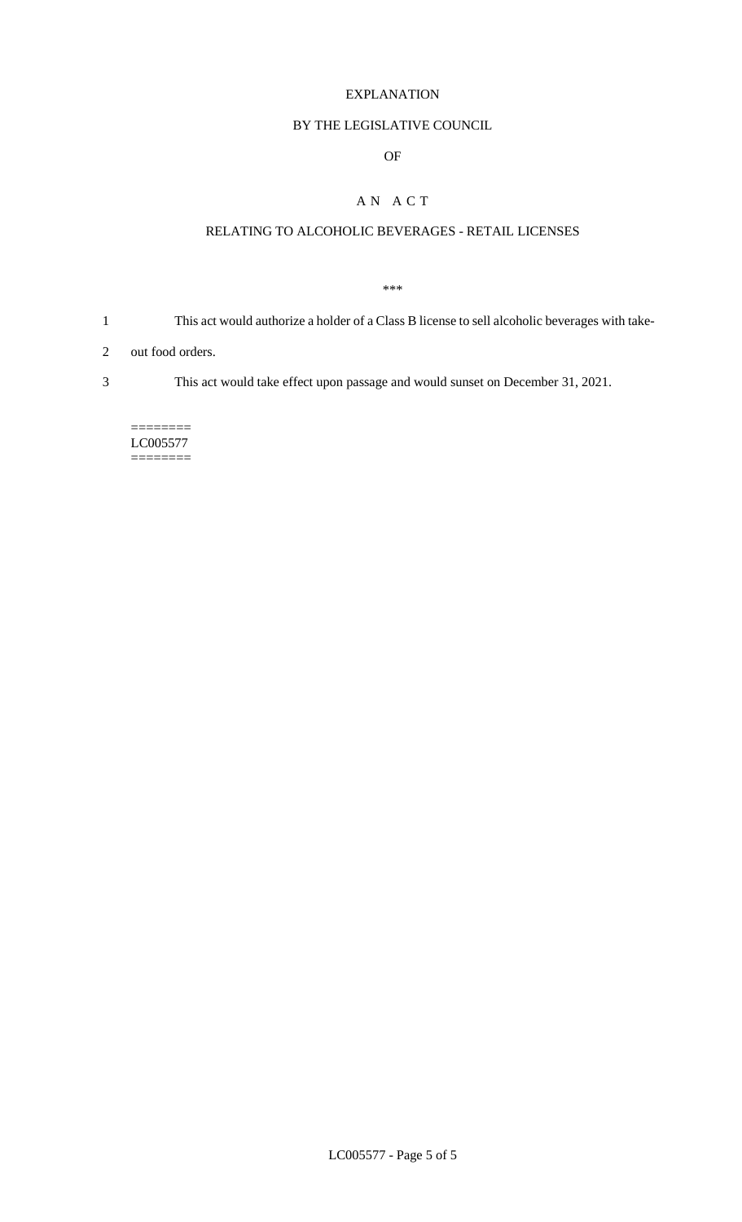EXPLANATION

BY THE LEGISLATIVE COUNCIL

OF

A N A C T

RELATING TO ALCOHOLIC BEVERAGES - RETAIL LICENSES

***

1 This act would authorize a holder of a Class B license to sell alcoholic beverages with take-

2 out food orders.

3 This act would take effect upon passage and would sunset on December 31, 2021.

========
LC005577
========